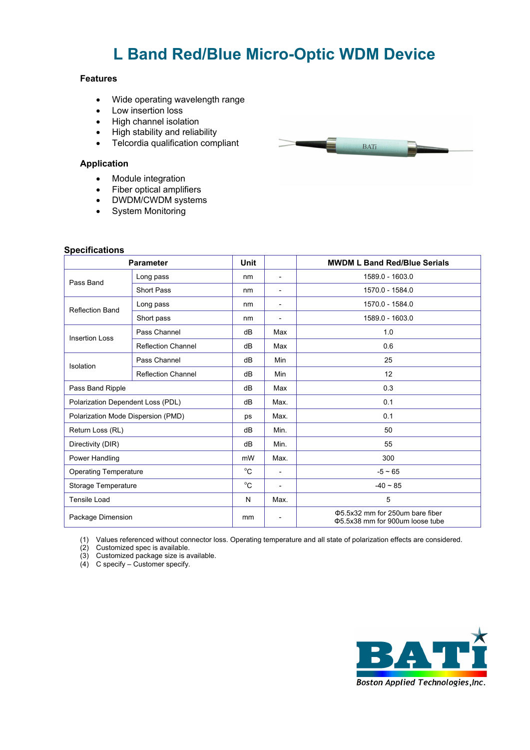# L Band Red/Blue Micro-Optic WDM Device

### Features

- Wide operating wavelength range
- Low insertion loss
- High channel isolation
- High stability and reliability
- Telcordia qualification compliant

### Application

- Module integration
- Fiber optical amplifiers
- DWDM/CWDM systems
- System Monitoring

### Specifications

| Parameter | | Unit | | MWDM L Band Red/Blue Serials |
|---|---|---|---|---|
| Pass Band | Long pass | nm | - | 1589.0 - 1603.0 |
| | Short Pass | nm | - | 1570.0 - 1584.0 |
| Reflection Band | Long pass | nm | - | 1570.0 - 1584.0 |
| | Short pass | nm | - | 1589.0 - 1603.0 |
| Insertion Loss | Pass Channel | dB | Max | 1.0 |
| | Reflection Channel | dB | Max | 0.6 |
| Isolation | Pass Channel | dB | Min | 25 |
| | Reflection Channel | dB | Min | 12 |
| Pass Band Ripple | | dB | Max | 0.3 |
| Polarization Dependent Loss (PDL) | | dB | Max. | 0.1 |
| Polarization Mode Dispersion (PMD) | | ps | Max. | 0.1 |
| Return Loss (RL) | | dB | Min. | 50 |
| Directivity (DIR) | | dB | Min. | 55 |
| Power Handling | | mW | Max. | 300 |
| Operating Temperature | | °C | - | -5 ~ 65 |
| Storage Temperature | | °C | - | -40 ~ 85 |
| Tensile Load | | N | Max. | 5 |
| Package Dimension | | mm | - | Φ5.5x32 mm for 250um bare fiber<br>Φ5.5x38 mm for 900um loose tube |

(1) Values referenced without connector loss. Operating temperature and all state of polarization effects are considered.
(2) Customized spec is available.
(3) Customized package size is available.
(4) C specify – Customer specify.

BATi
Boston Applied Technologies, Inc.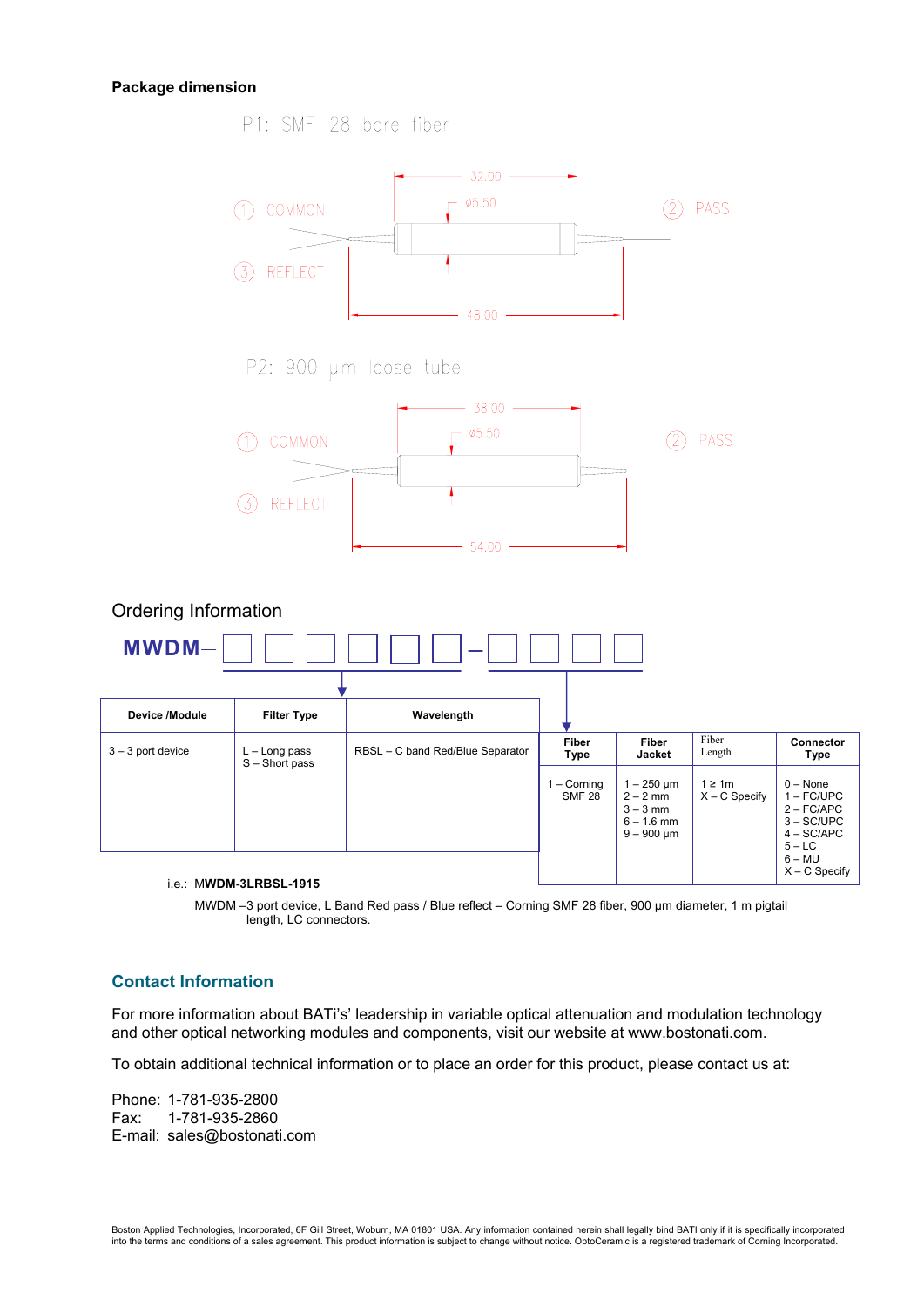**Package dimension**

P1: SMF-28 bare fiber

① COMMON

② PASS

③ REFLECT

32.00

ø5.50

48.00

P2: 900 μm loose tube

① COMMON

② PASS

③ REFLECT

38.00

ø5.50

54.00

## Ordering Information

**MWDM**– □ □ □ □ □ □ – □ □ □ □

| Device /Module | Filter Type | Wavelength |
|---|---|---|
| 3 – 3 port device | L – Long pass<br>S – Short pass | RBSL – C band Red/Blue Separator |

| Fiber Type | Fiber Jacket | Fiber Length | Connector Type |
|---|---|---|---|
| 1 – Corning SMF 28 | 1 – 250 μm<br>2 – 2 mm<br>3 – 3 mm<br>6 – 1.6 mm<br>9 – 900 μm | 1 ≥ 1m<br>X – C Specify | 0 – None<br>1 – FC/UPC<br>2 – FC/APC<br>3 – SC/UPC<br>4 – SC/APC<br>5 – LC<br>6 – MU<br>X – C Specify |

i.e.: M**WDM-3LRBSL-1915**

MWDM –3 port device, L Band Red pass / Blue reflect – Corning SMF 28 fiber, 900 μm diameter, 1 m pigtail length, LC connectors.

## Contact Information

For more information about BATi's' leadership in variable optical attenuation and modulation technology and other optical networking modules and components, visit our website at www.bostonati.com.

To obtain additional technical information or to place an order for this product, please contact us at:

Phone: 1-781-935-2800
Fax: 1-781-935-2860
E-mail: sales@bostonati.com

Boston Applied Technologies, Incorporated, 6F Gill Street, Woburn, MA 01801 USA. Any information contained herein shall legally bind BATI only if it is specifically incorporated into the terms and conditions of a sales agreement. This product information is subject to change without notice. OptoCeramic is a registered trademark of Corning Incorporated.